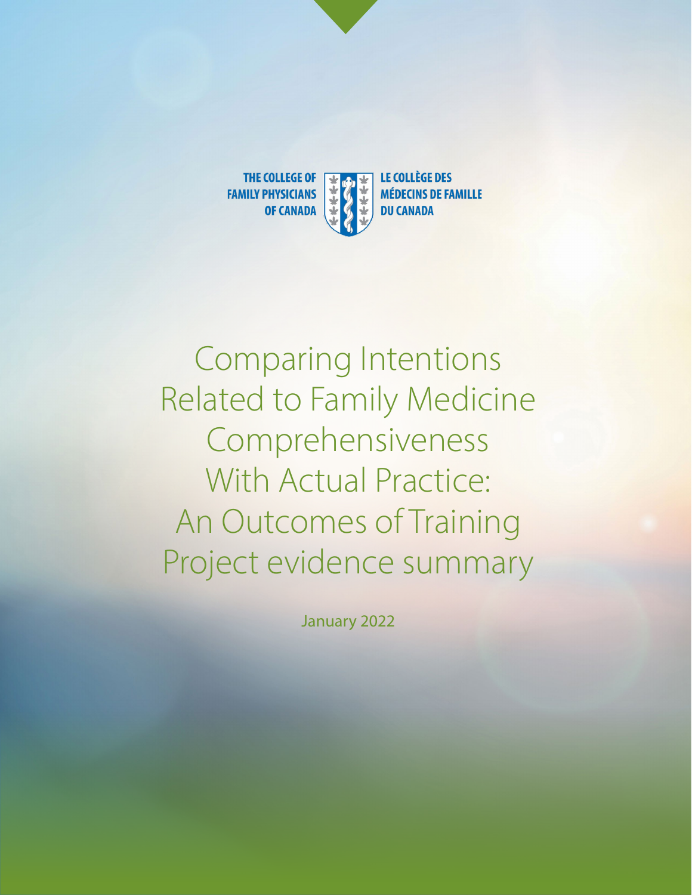THE COLLEGE OF FAMILY PHYSICIANS OF CANADA

LE COLLÈGE DES MÉDECINS DE FAMILLE DU CANADA

# Comparing Intentions Related to Family Medicine Comprehensiveness With Actual Practice: An Outcomes of Training Project evidence summary

January 2022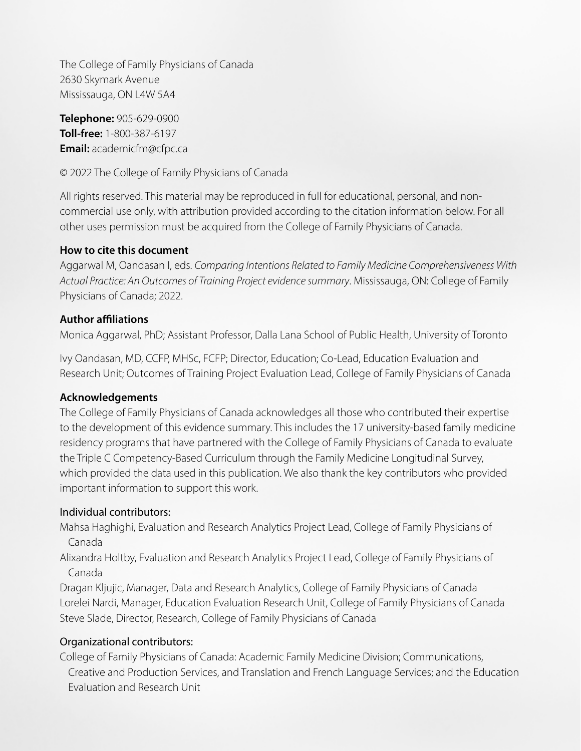The College of Family Physicians of Canada
2630 Skymark Avenue
Mississauga, ON L4W 5A4

**Telephone:** 905-629-0900
**Toll-free:** 1-800-387-6197
**Email:** academicfm@cfpc.ca

© 2022 The College of Family Physicians of Canada

All rights reserved. This material may be reproduced in full for educational, personal, and non-commercial use only, with attribution provided according to the citation information below. For all other uses permission must be acquired from the College of Family Physicians of Canada.

**How to cite this document**

Aggarwal M, Oandasan I, eds. *Comparing Intentions Related to Family Medicine Comprehensiveness With Actual Practice: An Outcomes of Training Project evidence summary*. Mississauga, ON: College of Family Physicians of Canada; 2022.

**Author affiliations**

Monica Aggarwal, PhD; Assistant Professor, Dalla Lana School of Public Health, University of Toronto

Ivy Oandasan, MD, CCFP, MHSc, FCFP; Director, Education; Co-Lead, Education Evaluation and Research Unit; Outcomes of Training Project Evaluation Lead, College of Family Physicians of Canada

**Acknowledgements**

The College of Family Physicians of Canada acknowledges all those who contributed their expertise to the development of this evidence summary. This includes the 17 university-based family medicine residency programs that have partnered with the College of Family Physicians of Canada to evaluate the Triple C Competency-Based Curriculum through the Family Medicine Longitudinal Survey, which provided the data used in this publication. We also thank the key contributors who provided important information to support this work.

Individual contributors:

Mahsa Haghighi, Evaluation and Research Analytics Project Lead, College of Family Physicians of Canada
Alixandra Holtby, Evaluation and Research Analytics Project Lead, College of Family Physicians of Canada
Dragan Kljujic, Manager, Data and Research Analytics, College of Family Physicians of Canada
Lorelei Nardi, Manager, Education Evaluation Research Unit, College of Family Physicians of Canada
Steve Slade, Director, Research, College of Family Physicians of Canada

Organizational contributors:

College of Family Physicians of Canada: Academic Family Medicine Division; Communications, Creative and Production Services, and Translation and French Language Services; and the Education Evaluation and Research Unit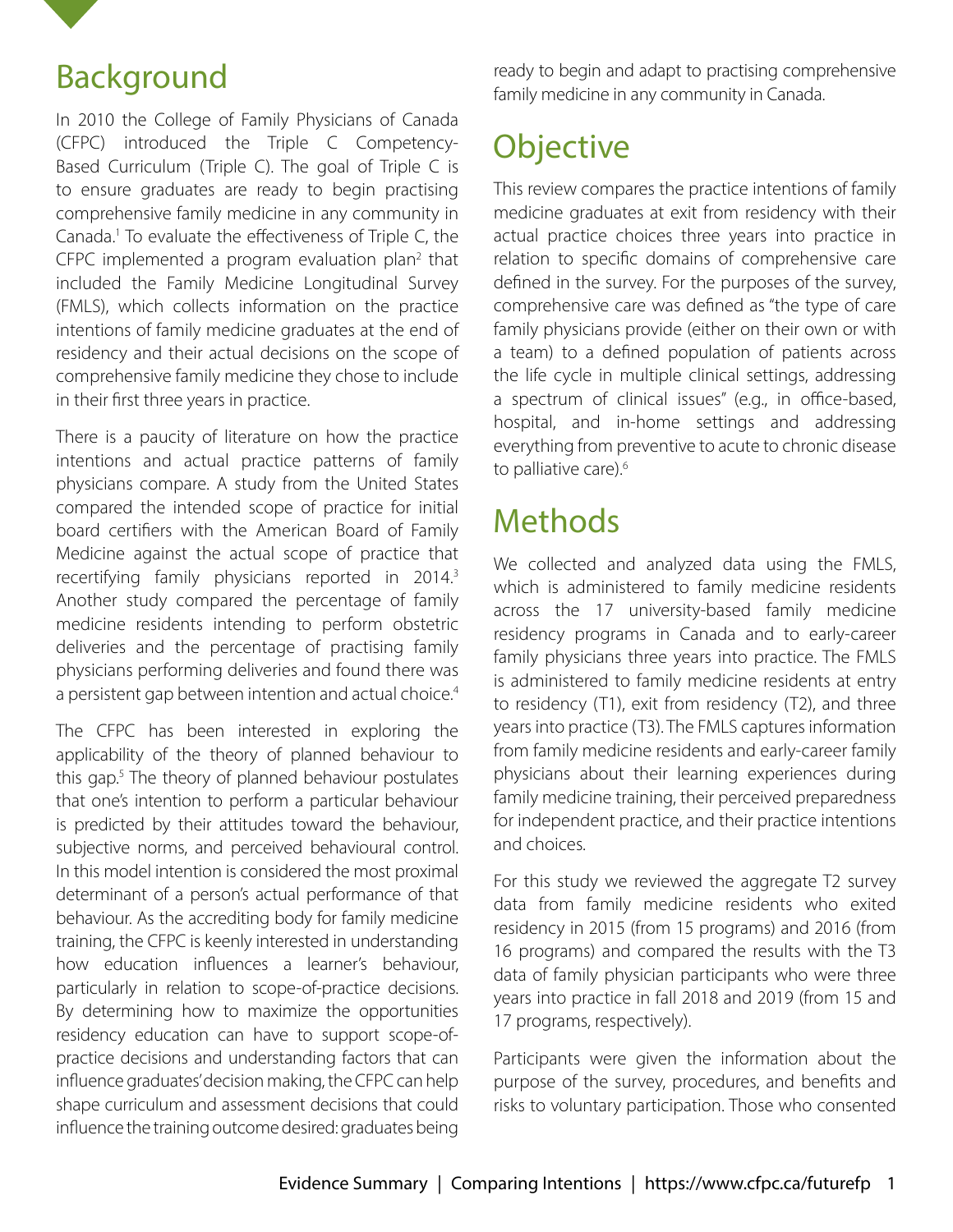## Background

In 2010 the College of Family Physicians of Canada (CFPC) introduced the Triple C Competency-Based Curriculum (Triple C). The goal of Triple C is to ensure graduates are ready to begin practising comprehensive family medicine in any community in Canada.[1] To evaluate the effectiveness of Triple C, the CFPC implemented a program evaluation plan[2] that included the Family Medicine Longitudinal Survey (FMLS), which collects information on the practice intentions of family medicine graduates at the end of residency and their actual decisions on the scope of comprehensive family medicine they chose to include in their first three years in practice.

There is a paucity of literature on how the practice intentions and actual practice patterns of family physicians compare. A study from the United States compared the intended scope of practice for initial board certifiers with the American Board of Family Medicine against the actual scope of practice that recertifying family physicians reported in 2014.[3] Another study compared the percentage of family medicine residents intending to perform obstetric deliveries and the percentage of practising family physicians performing deliveries and found there was a persistent gap between intention and actual choice.[4]

The CFPC has been interested in exploring the applicability of the theory of planned behaviour to this gap.[5] The theory of planned behaviour postulates that one's intention to perform a particular behaviour is predicted by their attitudes toward the behaviour, subjective norms, and perceived behavioural control. In this model intention is considered the most proximal determinant of a person's actual performance of that behaviour. As the accrediting body for family medicine training, the CFPC is keenly interested in understanding how education influences a learner's behaviour, particularly in relation to scope-of-practice decisions. By determining how to maximize the opportunities residency education can have to support scope-of-practice decisions and understanding factors that can influence graduates' decision making, the CFPC can help shape curriculum and assessment decisions that could influence the training outcome desired: graduates being ready to begin and adapt to practising comprehensive family medicine in any community in Canada.

## Objective

This review compares the practice intentions of family medicine graduates at exit from residency with their actual practice choices three years into practice in relation to specific domains of comprehensive care defined in the survey. For the purposes of the survey, comprehensive care was defined as "the type of care family physicians provide (either on their own or with a team) to a defined population of patients across the life cycle in multiple clinical settings, addressing a spectrum of clinical issues" (e.g., in office-based, hospital, and in-home settings and addressing everything from preventive to acute to chronic disease to palliative care).[6]

## Methods

We collected and analyzed data using the FMLS, which is administered to family medicine residents across the 17 university-based family medicine residency programs in Canada and to early-career family physicians three years into practice. The FMLS is administered to family medicine residents at entry to residency (T1), exit from residency (T2), and three years into practice (T3). The FMLS captures information from family medicine residents and early-career family physicians about their learning experiences during family medicine training, their perceived preparedness for independent practice, and their practice intentions and choices.

For this study we reviewed the aggregate T2 survey data from family medicine residents who exited residency in 2015 (from 15 programs) and 2016 (from 16 programs) and compared the results with the T3 data of family physician participants who were three years into practice in fall 2018 and 2019 (from 15 and 17 programs, respectively).

Participants were given the information about the purpose of the survey, procedures, and benefits and risks to voluntary participation. Those who consented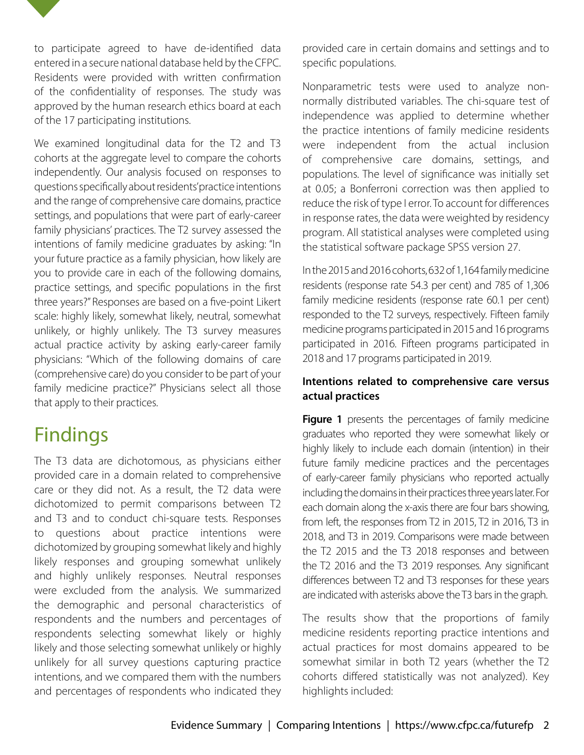to participate agreed to have de-identified data entered in a secure national database held by the CFPC. Residents were provided with written confirmation of the confidentiality of responses. The study was approved by the human research ethics board at each of the 17 participating institutions.

We examined longitudinal data for the T2 and T3 cohorts at the aggregate level to compare the cohorts independently. Our analysis focused on responses to questions specifically about residents' practice intentions and the range of comprehensive care domains, practice settings, and populations that were part of early-career family physicians' practices. The T2 survey assessed the intentions of family medicine graduates by asking: "In your future practice as a family physician, how likely are you to provide care in each of the following domains, practice settings, and specific populations in the first three years?" Responses are based on a five-point Likert scale: highly likely, somewhat likely, neutral, somewhat unlikely, or highly unlikely. The T3 survey measures actual practice activity by asking early-career family physicians: "Which of the following domains of care (comprehensive care) do you consider to be part of your family medicine practice?" Physicians select all those that apply to their practices.

# Findings

The T3 data are dichotomous, as physicians either provided care in a domain related to comprehensive care or they did not. As a result, the T2 data were dichotomized to permit comparisons between T2 and T3 and to conduct chi-square tests. Responses to questions about practice intentions were dichotomized by grouping somewhat likely and highly likely responses and grouping somewhat unlikely and highly unlikely responses. Neutral responses were excluded from the analysis. We summarized the demographic and personal characteristics of respondents and the numbers and percentages of respondents selecting somewhat likely or highly likely and those selecting somewhat unlikely or highly unlikely for all survey questions capturing practice intentions, and we compared them with the numbers and percentages of respondents who indicated they provided care in certain domains and settings and to specific populations.

Nonparametric tests were used to analyze non-normally distributed variables. The chi-square test of independence was applied to determine whether the practice intentions of family medicine residents were independent from the actual inclusion of comprehensive care domains, settings, and populations. The level of significance was initially set at 0.05; a Bonferroni correction was then applied to reduce the risk of type I error. To account for differences in response rates, the data were weighted by residency program. All statistical analyses were completed using the statistical software package SPSS version 27.

In the 2015 and 2016 cohorts, 632 of 1,164 family medicine residents (response rate 54.3 per cent) and 785 of 1,306 family medicine residents (response rate 60.1 per cent) responded to the T2 surveys, respectively. Fifteen family medicine programs participated in 2015 and 16 programs participated in 2016. Fifteen programs participated in 2018 and 17 programs participated in 2019.

### Intentions related to comprehensive care versus actual practices

**Figure 1** presents the percentages of family medicine graduates who reported they were somewhat likely or highly likely to include each domain (intention) in their future family medicine practices and the percentages of early-career family physicians who reported actually including the domains in their practices three years later. For each domain along the x-axis there are four bars showing, from left, the responses from T2 in 2015, T2 in 2016, T3 in 2018, and T3 in 2019. Comparisons were made between the T2 2015 and the T3 2018 responses and between the T2 2016 and the T3 2019 responses. Any significant differences between T2 and T3 responses for these years are indicated with asterisks above the T3 bars in the graph.

The results show that the proportions of family medicine residents reporting practice intentions and actual practices for most domains appeared to be somewhat similar in both T2 years (whether the T2 cohorts differed statistically was not analyzed). Key highlights included: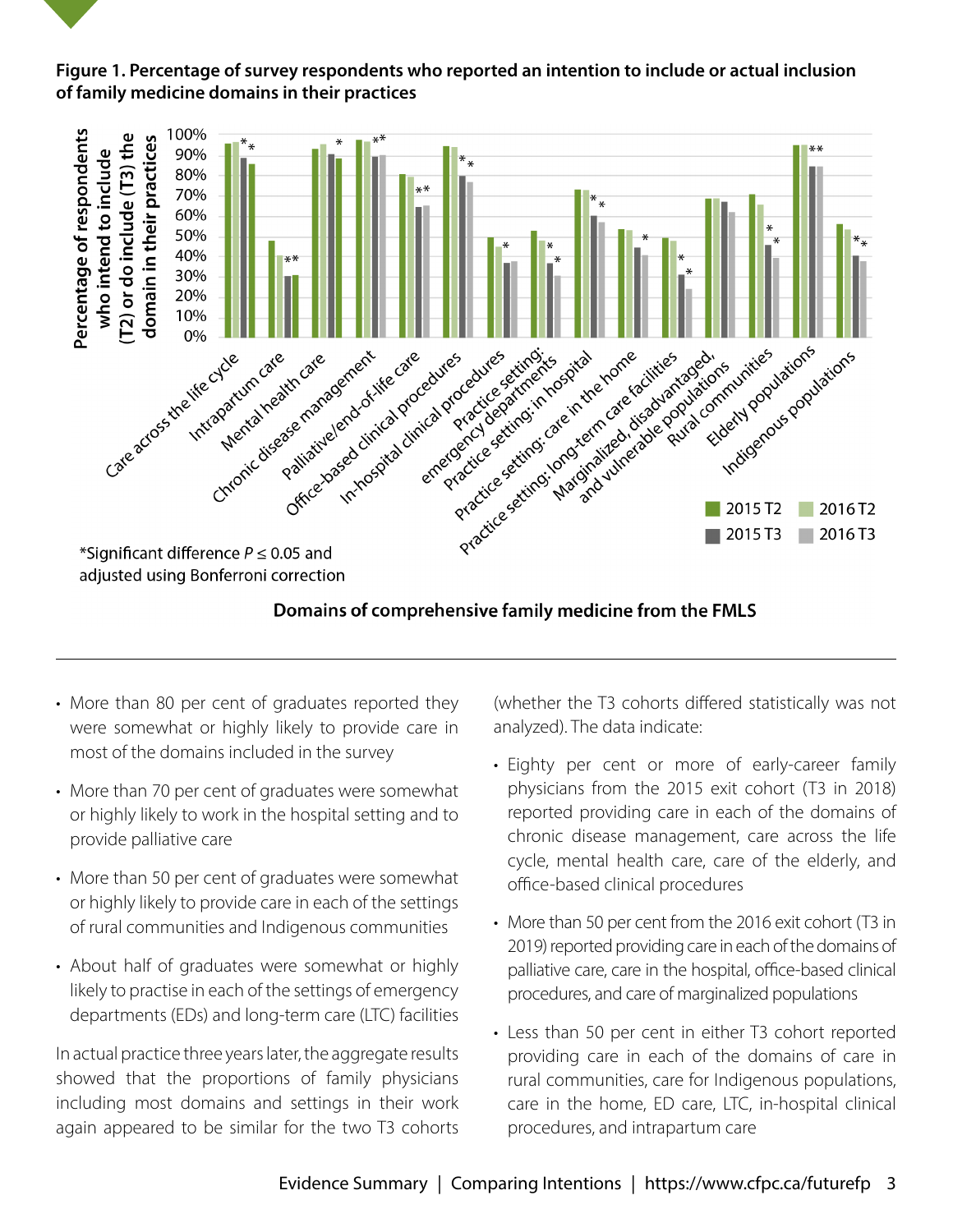**Figure 1. Percentage of survey respondents who reported an intention to include or actual inclusion of family medicine domains in their practices**

*Significant difference $P \leq 0.05$ and adjusted using Bonferroni correction

**Domains of comprehensive family medicine from the FMLS**

- More than 80 per cent of graduates reported they were somewhat or highly likely to provide care in most of the domains included in the survey
- More than 70 per cent of graduates were somewhat or highly likely to work in the hospital setting and to provide palliative care
- More than 50 per cent of graduates were somewhat or highly likely to provide care in each of the settings of rural communities and Indigenous communities
- About half of graduates were somewhat or highly likely to practise in each of the settings of emergency departments (EDs) and long-term care (LTC) facilities

In actual practice three years later, the aggregate results showed that the proportions of family physicians including most domains and settings in their work again appeared to be similar for the two T3 cohorts (whether the T3 cohorts differed statistically was not analyzed). The data indicate:

- Eighty per cent or more of early-career family physicians from the 2015 exit cohort (T3 in 2018) reported providing care in each of the domains of chronic disease management, care across the life cycle, mental health care, care of the elderly, and office-based clinical procedures
- More than 50 per cent from the 2016 exit cohort (T3 in 2019) reported providing care in each of the domains of palliative care, care in the hospital, office-based clinical procedures, and care of marginalized populations
- Less than 50 per cent in either T3 cohort reported providing care in each of the domains of care in rural communities, care for Indigenous populations, care in the home, ED care, LTC, in-hospital clinical procedures, and intrapartum care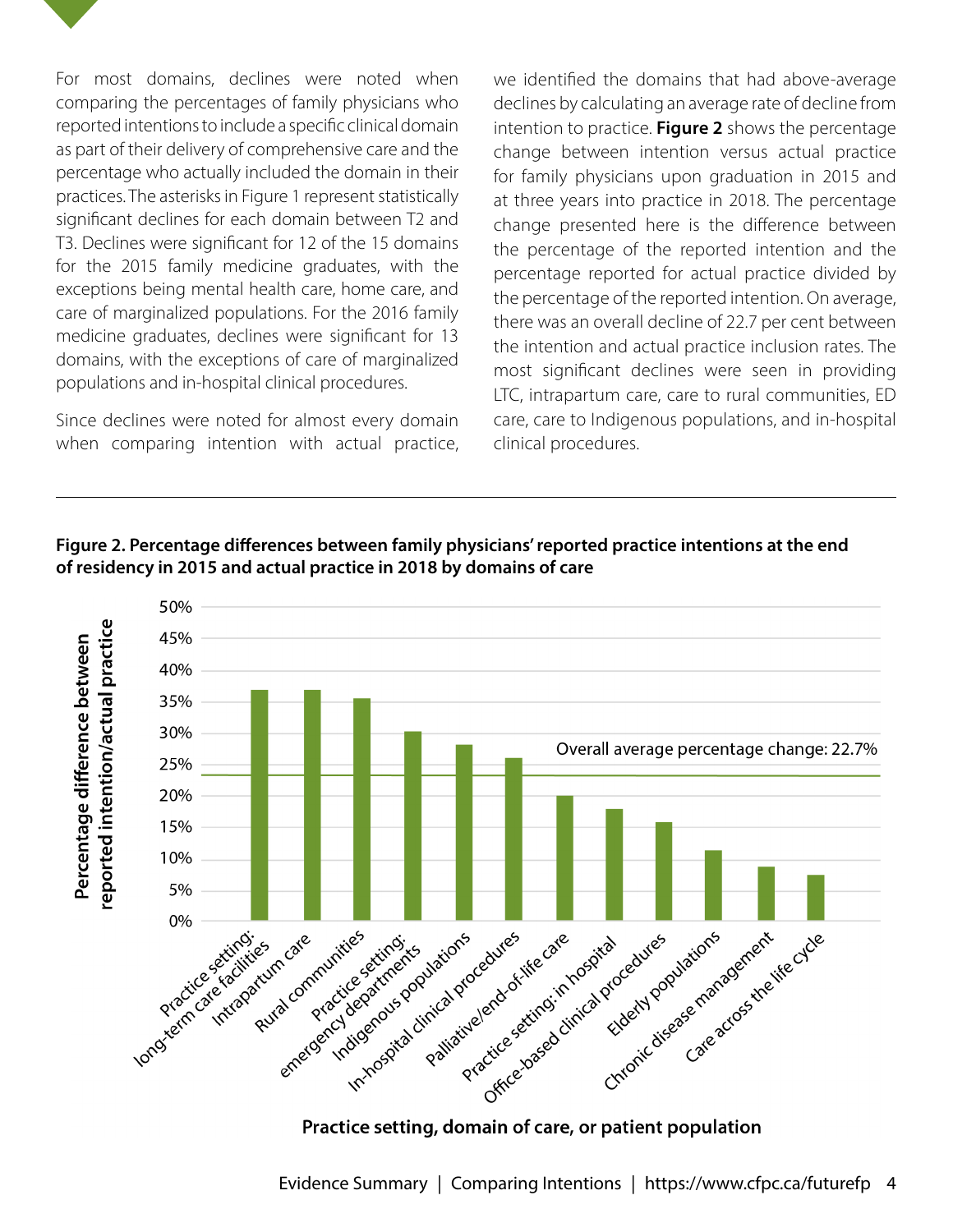For most domains, declines were noted when comparing the percentages of family physicians who reported intentions to include a specific clinical domain as part of their delivery of comprehensive care and the percentage who actually included the domain in their practices. The asterisks in Figure 1 represent statistically significant declines for each domain between T2 and T3. Declines were significant for 12 of the 15 domains for the 2015 family medicine graduates, with the exceptions being mental health care, home care, and care of marginalized populations. For the 2016 family medicine graduates, declines were significant for 13 domains, with the exceptions of care of marginalized populations and in-hospital clinical procedures.

Since declines were noted for almost every domain when comparing intention with actual practice, we identified the domains that had above-average declines by calculating an average rate of decline from intention to practice. **Figure 2** shows the percentage change between intention versus actual practice for family physicians upon graduation in 2015 and at three years into practice in 2018. The percentage change presented here is the difference between the percentage of the reported intention and the percentage reported for actual practice divided by the percentage of the reported intention. On average, there was an overall decline of 22.7 per cent between the intention and actual practice inclusion rates. The most significant declines were seen in providing LTC, intrapartum care, care to rural communities, ED care, care to Indigenous populations, and in-hospital clinical procedures.

**Figure 2. Percentage differences between family physicians' reported practice intentions at the end of residency in 2015 and actual practice in 2018 by domains of care**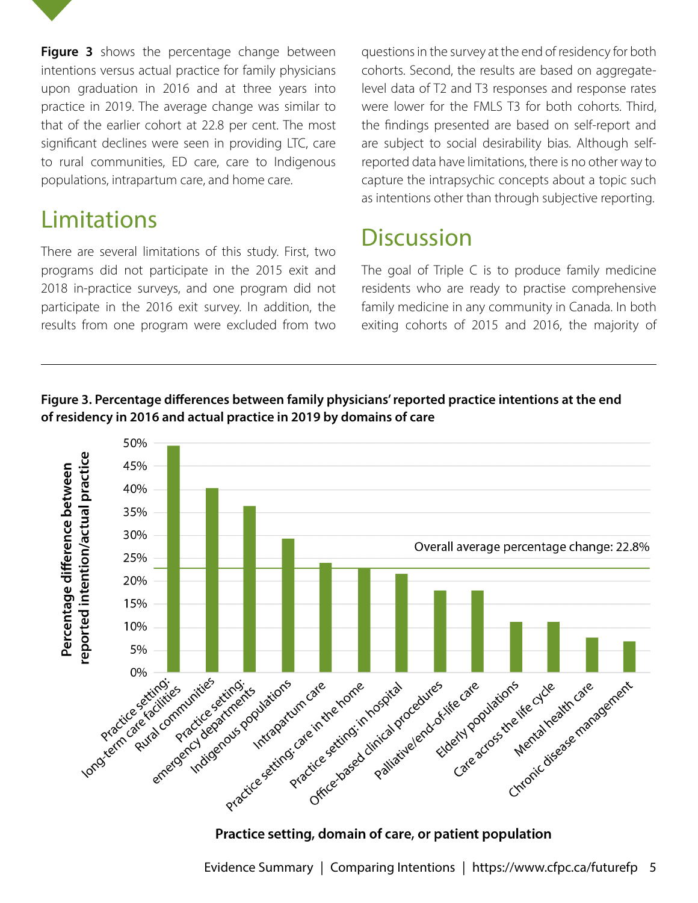**Figure 3** shows the percentage change between intentions versus actual practice for family physicians upon graduation in 2016 and at three years into practice in 2019. The average change was similar to that of the earlier cohort at 22.8 per cent. The most significant declines were seen in providing LTC, care to rural communities, ED care, care to Indigenous populations, intrapartum care, and home care.

## Limitations

There are several limitations of this study. First, two programs did not participate in the 2015 exit and 2018 in-practice surveys, and one program did not participate in the 2016 exit survey. In addition, the results from one program were excluded from two questions in the survey at the end of residency for both cohorts. Second, the results are based on aggregate-level data of T2 and T3 responses and response rates were lower for the FMLS T3 for both cohorts. Third, the findings presented are based on self-report and are subject to social desirability bias. Although self-reported data have limitations, there is no other way to capture the intrapsychic concepts about a topic such as intentions other than through subjective reporting.

## Discussion

The goal of Triple C is to produce family medicine residents who are ready to practise comprehensive family medicine in any community in Canada. In both exiting cohorts of 2015 and 2016, the majority of

**Figure 3. Percentage differences between family physicians' reported practice intentions at the end of residency in 2016 and actual practice in 2019 by domains of care**

| Practice setting, domain of care, or patient population | Percentage difference between reported intention/actual practice (approx.) |
|---|---|
| Practice setting: long-term care facilities | ~49% |
| Rural communities | ~40% |
| Practice setting: emergency departments | ~36% |
| Indigenous populations | ~29% |
| Intrapartum care | ~24% |
| Practice setting: care in the home | ~23% |
| Practice setting: in hospital | ~22% |
| Office-based clinical procedures | ~18% |
| Palliative/end-of-life care | ~18% |
| Elderly populations | ~11% |
| Care across the life cycle | ~11% |
| Mental health care | ~8% |
| Chronic disease management | ~7% |

Overall average percentage change: 22.8%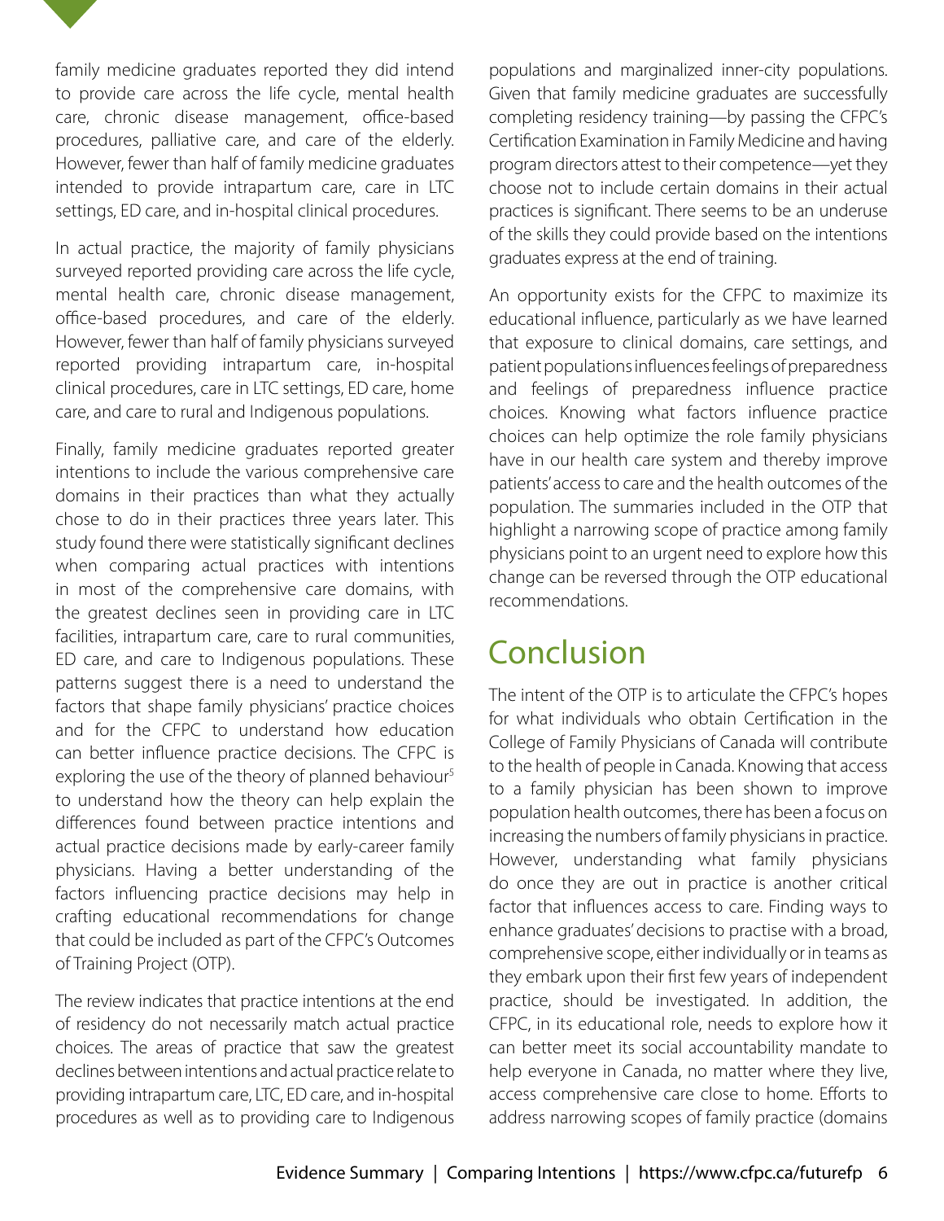family medicine graduates reported they did intend to provide care across the life cycle, mental health care, chronic disease management, office-based procedures, palliative care, and care of the elderly. However, fewer than half of family medicine graduates intended to provide intrapartum care, care in LTC settings, ED care, and in-hospital clinical procedures.

In actual practice, the majority of family physicians surveyed reported providing care across the life cycle, mental health care, chronic disease management, office-based procedures, and care of the elderly. However, fewer than half of family physicians surveyed reported providing intrapartum care, in-hospital clinical procedures, care in LTC settings, ED care, home care, and care to rural and Indigenous populations.

Finally, family medicine graduates reported greater intentions to include the various comprehensive care domains in their practices than what they actually chose to do in their practices three years later. This study found there were statistically significant declines when comparing actual practices with intentions in most of the comprehensive care domains, with the greatest declines seen in providing care in LTC facilities, intrapartum care, care to rural communities, ED care, and care to Indigenous populations. These patterns suggest there is a need to understand the factors that shape family physicians' practice choices and for the CFPC to understand how education can better influence practice decisions. The CFPC is exploring the use of the theory of planned behaviour[5] to understand how the theory can help explain the differences found between practice intentions and actual practice decisions made by early-career family physicians. Having a better understanding of the factors influencing practice decisions may help in crafting educational recommendations for change that could be included as part of the CFPC's Outcomes of Training Project (OTP).

The review indicates that practice intentions at the end of residency do not necessarily match actual practice choices. The areas of practice that saw the greatest declines between intentions and actual practice relate to providing intrapartum care, LTC, ED care, and in-hospital procedures as well as to providing care to Indigenous populations and marginalized inner-city populations. Given that family medicine graduates are successfully completing residency training—by passing the CFPC's Certification Examination in Family Medicine and having program directors attest to their competence—yet they choose not to include certain domains in their actual practices is significant. There seems to be an underuse of the skills they could provide based on the intentions graduates express at the end of training.

An opportunity exists for the CFPC to maximize its educational influence, particularly as we have learned that exposure to clinical domains, care settings, and patient populations influences feelings of preparedness and feelings of preparedness influence practice choices. Knowing what factors influence practice choices can help optimize the role family physicians have in our health care system and thereby improve patients' access to care and the health outcomes of the population. The summaries included in the OTP that highlight a narrowing scope of practice among family physicians point to an urgent need to explore how this change can be reversed through the OTP educational recommendations.

# Conclusion

The intent of the OTP is to articulate the CFPC's hopes for what individuals who obtain Certification in the College of Family Physicians of Canada will contribute to the health of people in Canada. Knowing that access to a family physician has been shown to improve population health outcomes, there has been a focus on increasing the numbers of family physicians in practice. However, understanding what family physicians do once they are out in practice is another critical factor that influences access to care. Finding ways to enhance graduates' decisions to practise with a broad, comprehensive scope, either individually or in teams as they embark upon their first few years of independent practice, should be investigated. In addition, the CFPC, in its educational role, needs to explore how it can better meet its social accountability mandate to help everyone in Canada, no matter where they live, access comprehensive care close to home. Efforts to address narrowing scopes of family practice (domains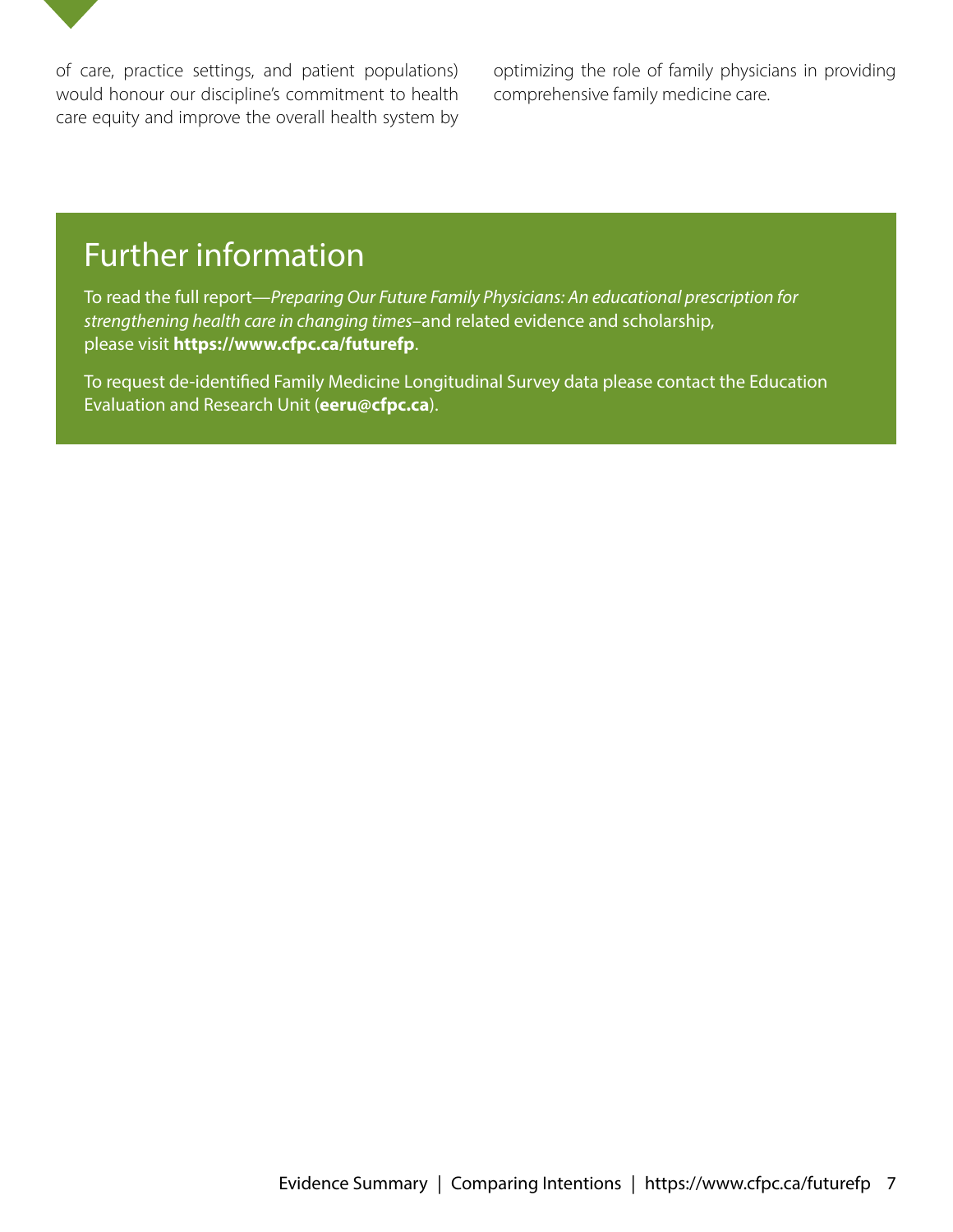of care, practice settings, and patient populations) would honour our discipline's commitment to health care equity and improve the overall health system by optimizing the role of family physicians in providing comprehensive family medicine care.

## Further information

To read the full report—*Preparing Our Future Family Physicians: An educational prescription for strengthening health care in changing times*–and related evidence and scholarship, please visit **https://www.cfpc.ca/futurefp**.

To request de-identified Family Medicine Longitudinal Survey data please contact the Education Evaluation and Research Unit (**eeru@cfpc.ca**).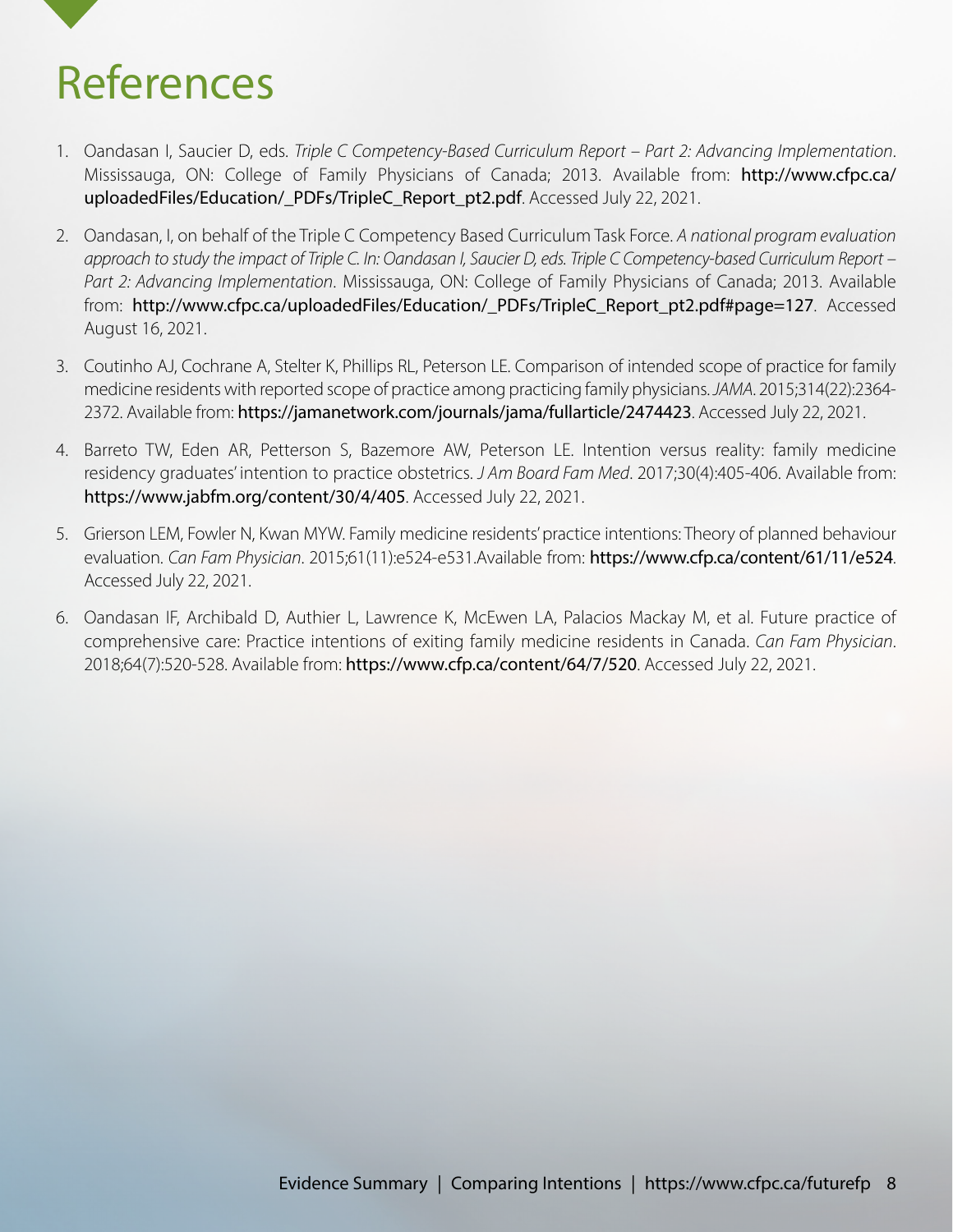# References

1. Oandasan I, Saucier D, eds. *Triple C Competency-Based Curriculum Report – Part 2: Advancing Implementation*. Mississauga, ON: College of Family Physicians of Canada; 2013. Available from: http://www.cfpc.ca/uploadedFiles/Education/_PDFs/TripleC_Report_pt2.pdf. Accessed July 22, 2021.

2. Oandasan, I, on behalf of the Triple C Competency Based Curriculum Task Force. *A national program evaluation approach to study the impact of Triple C. In: Oandasan I, Saucier D, eds. Triple C Competency-based Curriculum Report – Part 2: Advancing Implementation*. Mississauga, ON: College of Family Physicians of Canada; 2013. Available from: http://www.cfpc.ca/uploadedFiles/Education/_PDFs/TripleC_Report_pt2.pdf#page=127. Accessed August 16, 2021.

3. Coutinho AJ, Cochrane A, Stelter K, Phillips RL, Peterson LE. Comparison of intended scope of practice for family medicine residents with reported scope of practice among practicing family physicians. *JAMA*. 2015;314(22):2364-2372. Available from: https://jamanetwork.com/journals/jama/fullarticle/2474423. Accessed July 22, 2021.

4. Barreto TW, Eden AR, Petterson S, Bazemore AW, Peterson LE. Intention versus reality: family medicine residency graduates' intention to practice obstetrics. *J Am Board Fam Med*. 2017;30(4):405-406. Available from: https://www.jabfm.org/content/30/4/405. Accessed July 22, 2021.

5. Grierson LEM, Fowler N, Kwan MYW. Family medicine residents' practice intentions: Theory of planned behaviour evaluation. *Can Fam Physician*. 2015;61(11):e524-e531.Available from: https://www.cfp.ca/content/61/11/e524. Accessed July 22, 2021.

6. Oandasan IF, Archibald D, Authier L, Lawrence K, McEwen LA, Palacios Mackay M, et al. Future practice of comprehensive care: Practice intentions of exiting family medicine residents in Canada. *Can Fam Physician*. 2018;64(7):520-528. Available from: https://www.cfp.ca/content/64/7/520. Accessed July 22, 2021.